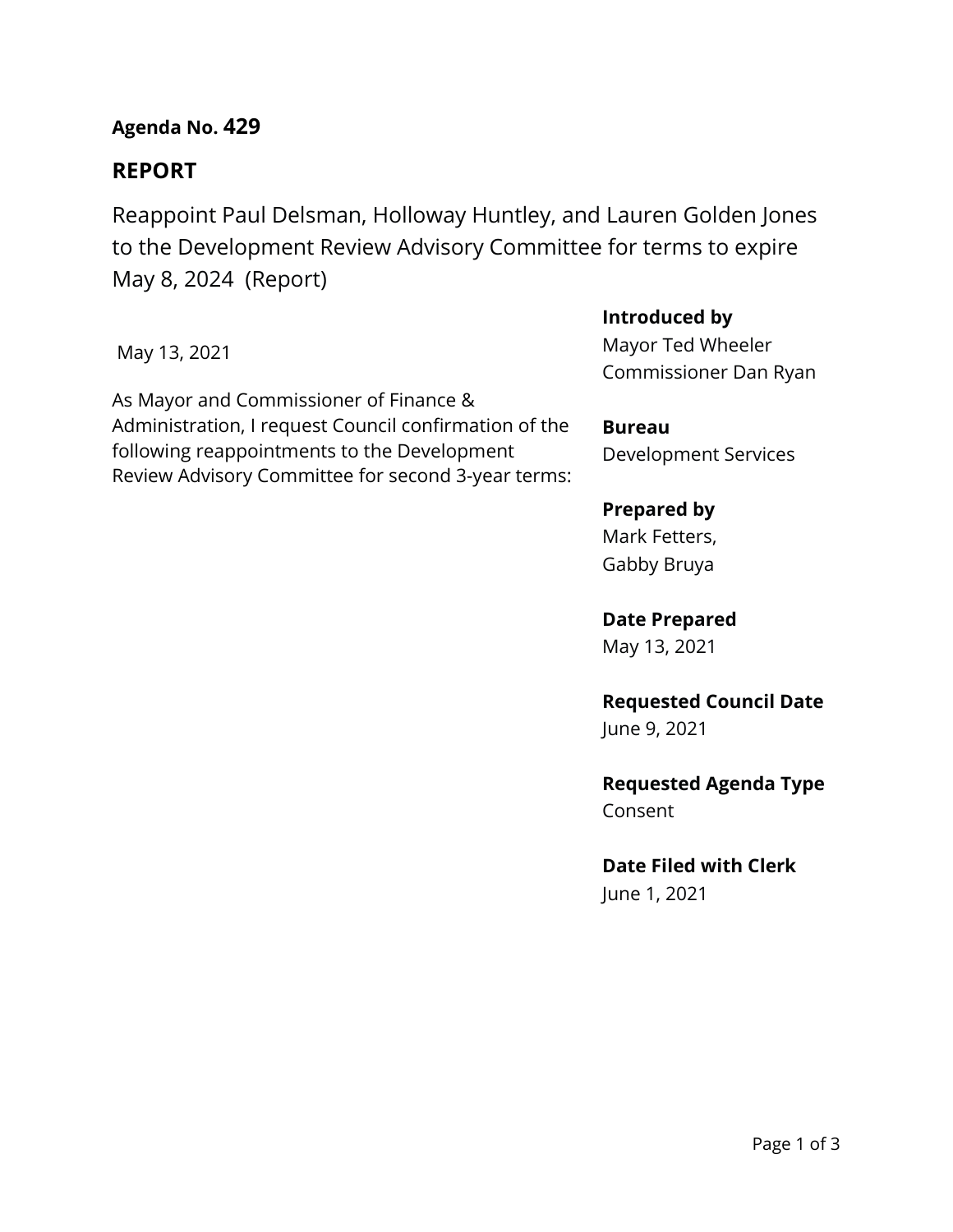**Agenda No. 429**

## REPORT

Reappoint Paul Delsman, Holloway Huntley, and Lauren Golden Jones to the Development Review Advisory Committee for terms to expire May 8, 2024 (Report)

May 13, 2021

As Mayor and Commissioner of Finance & Administration, I request Council confirmation of the following reappointments to the Development Review Advisory Committee for second 3-year terms:

**Introduced by**
Mayor Ted Wheeler
Commissioner Dan Ryan

**Bureau**
Development Services

**Prepared by**
Mark Fetters,
Gabby Bruya

**Date Prepared**
May 13, 2021

**Requested Council Date**
June 9, 2021

**Requested Agenda Type**
Consent

**Date Filed with Clerk**
June 1, 2021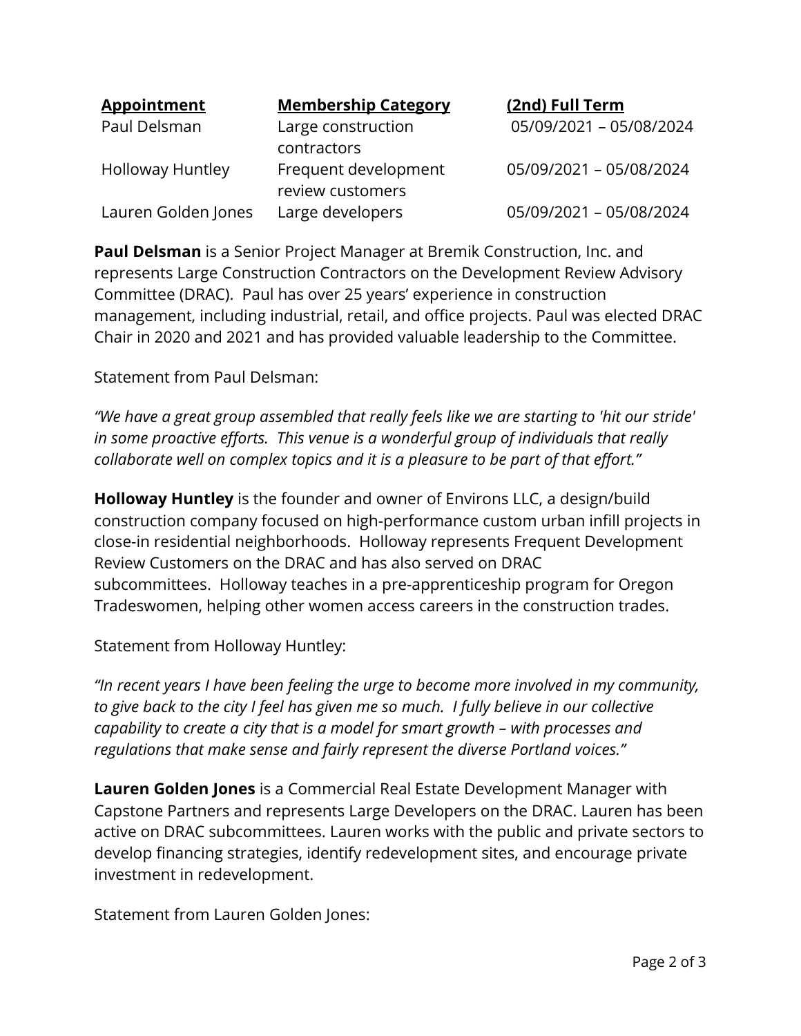| Appointment | Membership Category | (2nd) Full Term |
| --- | --- | --- |
| Paul Delsman | Large construction contractors | 05/09/2021 – 05/08/2024 |
| Holloway Huntley | Frequent development review customers | 05/09/2021 – 05/08/2024 |
| Lauren Golden Jones | Large developers | 05/09/2021 – 05/08/2024 |

**Paul Delsman** is a Senior Project Manager at Bremik Construction, Inc. and represents Large Construction Contractors on the Development Review Advisory Committee (DRAC). Paul has over 25 years' experience in construction management, including industrial, retail, and office projects. Paul was elected DRAC Chair in 2020 and 2021 and has provided valuable leadership to the Committee.

Statement from Paul Delsman:

*"We have a great group assembled that really feels like we are starting to 'hit our stride' in some proactive efforts. This venue is a wonderful group of individuals that really collaborate well on complex topics and it is a pleasure to be part of that effort."*

**Holloway Huntley** is the founder and owner of Environs LLC, a design/build construction company focused on high-performance custom urban infill projects in close-in residential neighborhoods. Holloway represents Frequent Development Review Customers on the DRAC and has also served on DRAC subcommittees. Holloway teaches in a pre-apprenticeship program for Oregon Tradeswomen, helping other women access careers in the construction trades.

Statement from Holloway Huntley:

*"In recent years I have been feeling the urge to become more involved in my community, to give back to the city I feel has given me so much. I fully believe in our collective capability to create a city that is a model for smart growth – with processes and regulations that make sense and fairly represent the diverse Portland voices."*

**Lauren Golden Jones** is a Commercial Real Estate Development Manager with Capstone Partners and represents Large Developers on the DRAC. Lauren has been active on DRAC subcommittees. Lauren works with the public and private sectors to develop financing strategies, identify redevelopment sites, and encourage private investment in redevelopment.

Statement from Lauren Golden Jones: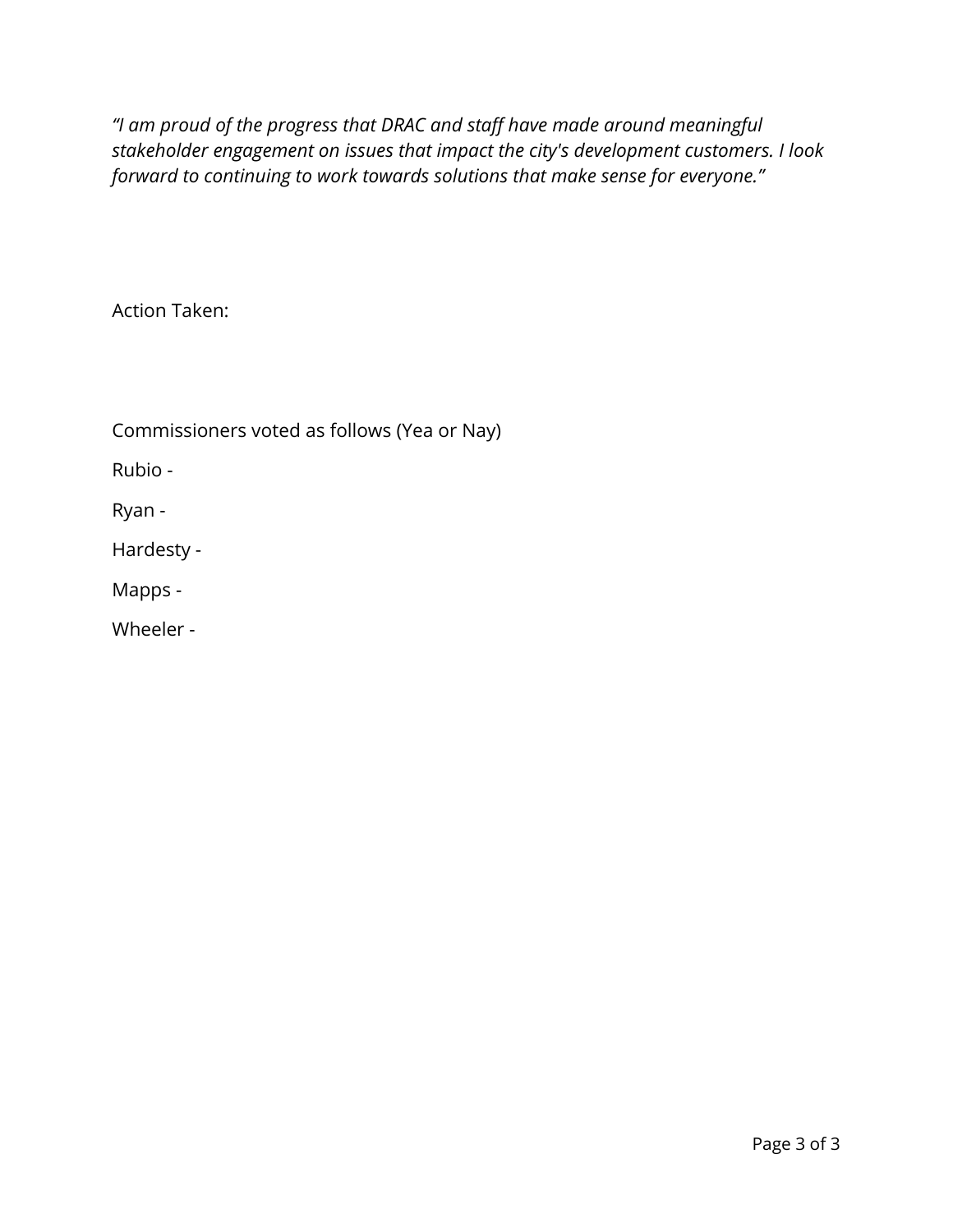*"I am proud of the progress that DRAC and staff have made around meaningful stakeholder engagement on issues that impact the city's development customers. I look forward to continuing to work towards solutions that make sense for everyone."*

Action Taken:

Commissioners voted as follows (Yea or Nay)

Rubio -

Ryan -

Hardesty -

Mapps -

Wheeler -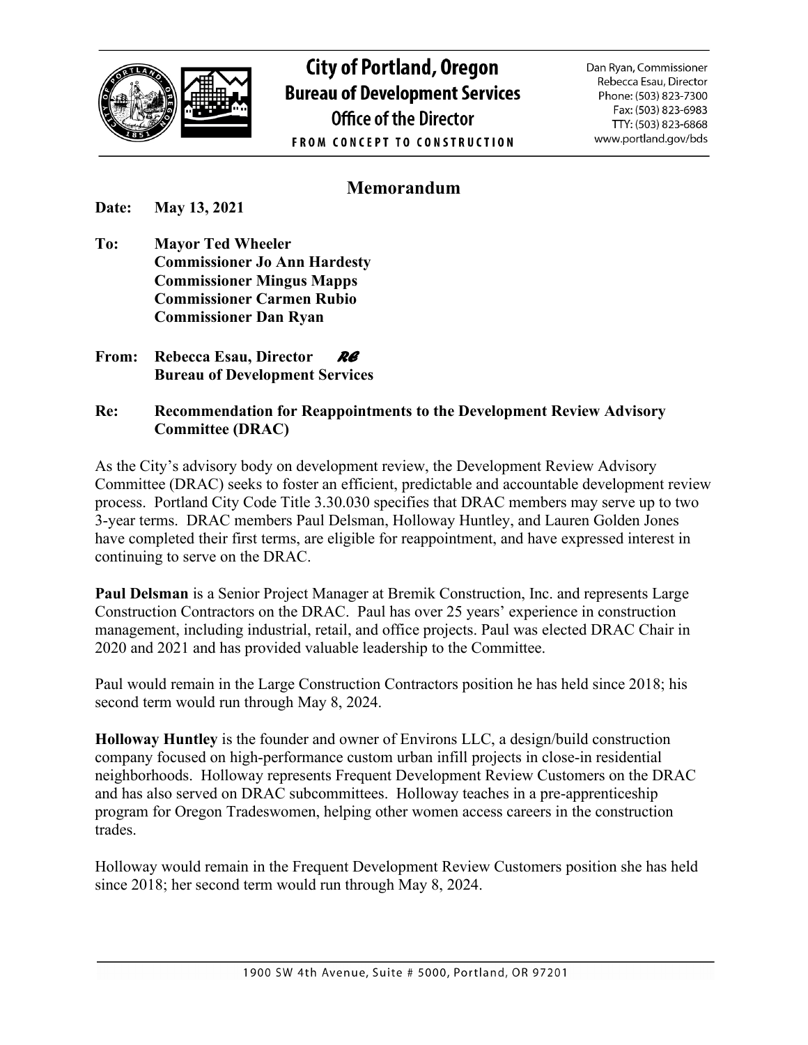# City of Portland, Oregon
## Bureau of Development Services
### Office of the Director

**FROM CONCEPT TO CONSTRUCTION**

Dan Ryan, Commissioner
Rebecca Esau, Director
Phone: (503) 823-7300
Fax: (503) 823-6983
TTY: (503) 823-6868
www.portland.gov/bds

## Memorandum

**Date:** **May 13, 2021**

**To:** **Mayor Ted Wheeler**
**Commissioner Jo Ann Hardesty**
**Commissioner Mingus Mapps**
**Commissioner Carmen Rubio**
**Commissioner Dan Ryan**

**From:** **Rebecca Esau, Director** *RE*
**Bureau of Development Services**

**Re:** **Recommendation for Reappointments to the Development Review Advisory Committee (DRAC)**

As the City's advisory body on development review, the Development Review Advisory Committee (DRAC) seeks to foster an efficient, predictable and accountable development review process. Portland City Code Title 3.30.030 specifies that DRAC members may serve up to two 3-year terms. DRAC members Paul Delsman, Holloway Huntley, and Lauren Golden Jones have completed their first terms, are eligible for reappointment, and have expressed interest in continuing to serve on the DRAC.

**Paul Delsman** is a Senior Project Manager at Bremik Construction, Inc. and represents Large Construction Contractors on the DRAC. Paul has over 25 years' experience in construction management, including industrial, retail, and office projects. Paul was elected DRAC Chair in 2020 and 2021 and has provided valuable leadership to the Committee.

Paul would remain in the Large Construction Contractors position he has held since 2018; his second term would run through May 8, 2024.

**Holloway Huntley** is the founder and owner of Environs LLC, a design/build construction company focused on high-performance custom urban infill projects in close-in residential neighborhoods. Holloway represents Frequent Development Review Customers on the DRAC and has also served on DRAC subcommittees. Holloway teaches in a pre-apprenticeship program for Oregon Tradeswomen, helping other women access careers in the construction trades.

Holloway would remain in the Frequent Development Review Customers position she has held since 2018; her second term would run through May 8, 2024.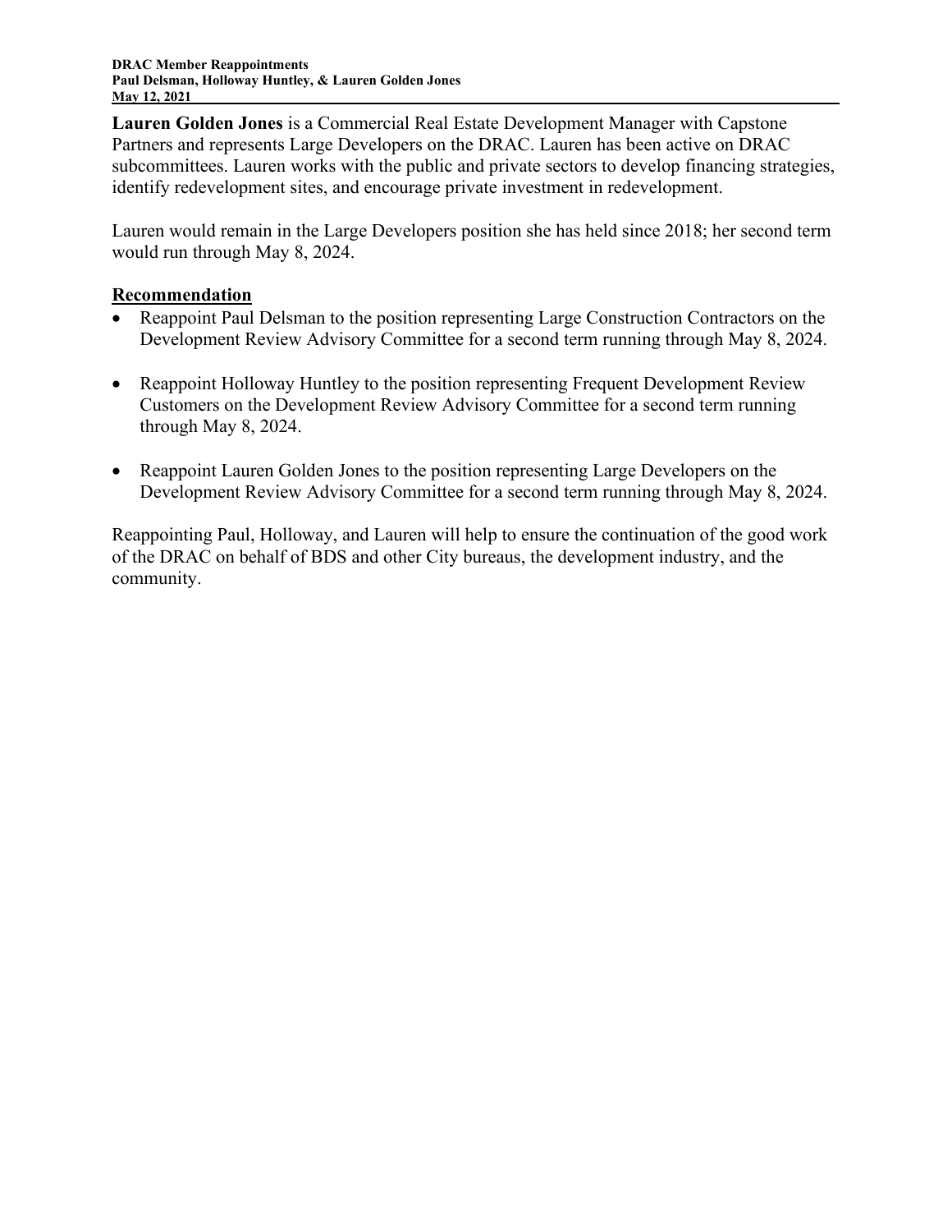**Lauren Golden Jones** is a Commercial Real Estate Development Manager with Capstone Partners and represents Large Developers on the DRAC. Lauren has been active on DRAC subcommittees. Lauren works with the public and private sectors to develop financing strategies, identify redevelopment sites, and encourage private investment in redevelopment.

Lauren would remain in the Large Developers position she has held since 2018; her second term would run through May 8, 2024.

## Recommendation

- Reappoint Paul Delsman to the position representing Large Construction Contractors on the Development Review Advisory Committee for a second term running through May 8, 2024.
- Reappoint Holloway Huntley to the position representing Frequent Development Review Customers on the Development Review Advisory Committee for a second term running through May 8, 2024.
- Reappoint Lauren Golden Jones to the position representing Large Developers on the Development Review Advisory Committee for a second term running through May 8, 2024.

Reappointing Paul, Holloway, and Lauren will help to ensure the continuation of the good work of the DRAC on behalf of BDS and other City bureaus, the development industry, and the community.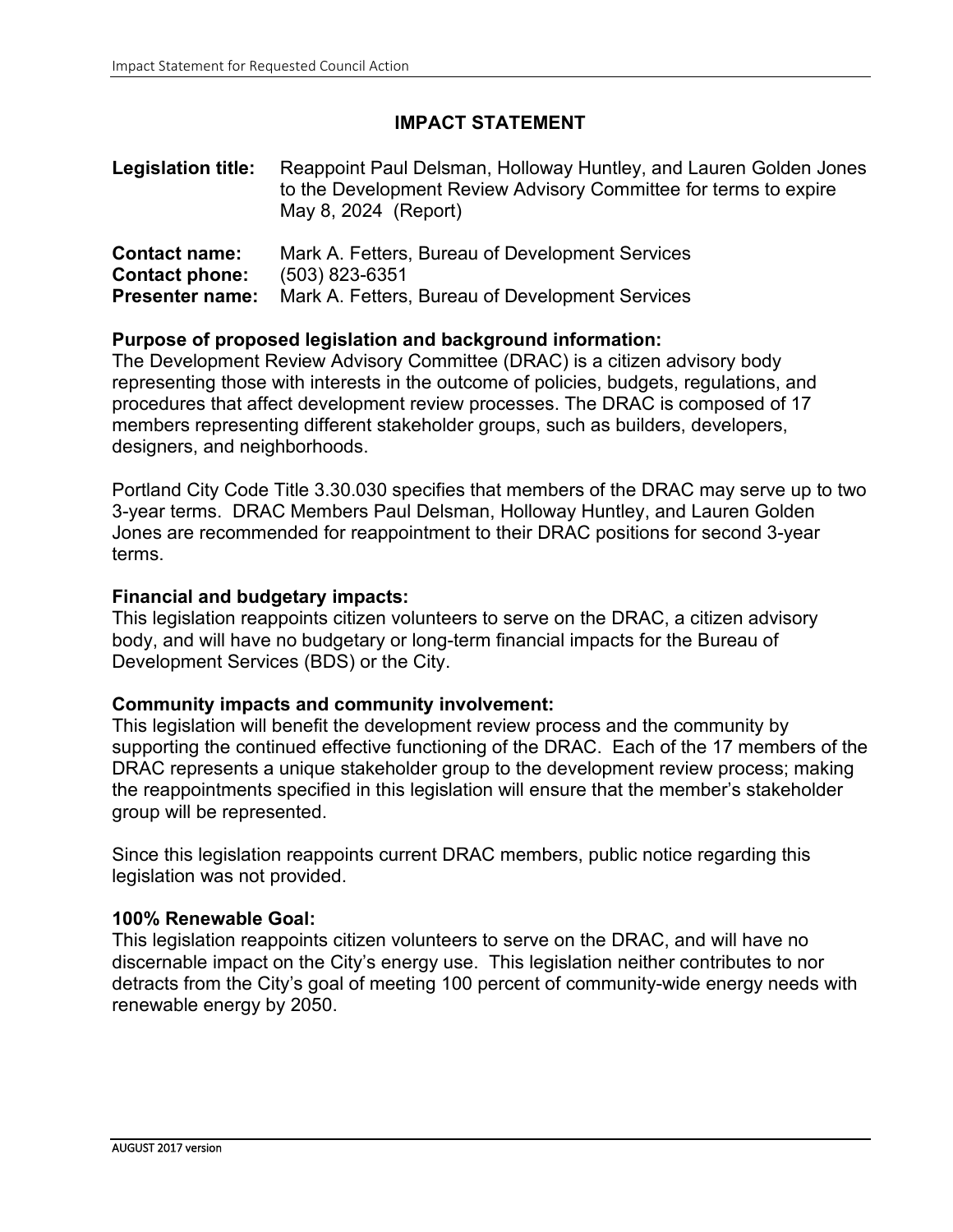# IMPACT STATEMENT

**Legislation title:** Reappoint Paul Delsman, Holloway Huntley, and Lauren Golden Jones to the Development Review Advisory Committee for terms to expire May 8, 2024 (Report)

**Contact name:** Mark A. Fetters, Bureau of Development Services
**Contact phone:** (503) 823-6351
**Presenter name:** Mark A. Fetters, Bureau of Development Services

**Purpose of proposed legislation and background information:**
The Development Review Advisory Committee (DRAC) is a citizen advisory body representing those with interests in the outcome of policies, budgets, regulations, and procedures that affect development review processes. The DRAC is composed of 17 members representing different stakeholder groups, such as builders, developers, designers, and neighborhoods.

Portland City Code Title 3.30.030 specifies that members of the DRAC may serve up to two 3-year terms. DRAC Members Paul Delsman, Holloway Huntley, and Lauren Golden Jones are recommended for reappointment to their DRAC positions for second 3-year terms.

**Financial and budgetary impacts:**
This legislation reappoints citizen volunteers to serve on the DRAC, a citizen advisory body, and will have no budgetary or long-term financial impacts for the Bureau of Development Services (BDS) or the City.

**Community impacts and community involvement:**
This legislation will benefit the development review process and the community by supporting the continued effective functioning of the DRAC. Each of the 17 members of the DRAC represents a unique stakeholder group to the development review process; making the reappointments specified in this legislation will ensure that the member's stakeholder group will be represented.

Since this legislation reappoints current DRAC members, public notice regarding this legislation was not provided.

**100% Renewable Goal:**
This legislation reappoints citizen volunteers to serve on the DRAC, and will have no discernable impact on the City's energy use. This legislation neither contributes to nor detracts from the City's goal of meeting 100 percent of community-wide energy needs with renewable energy by 2050.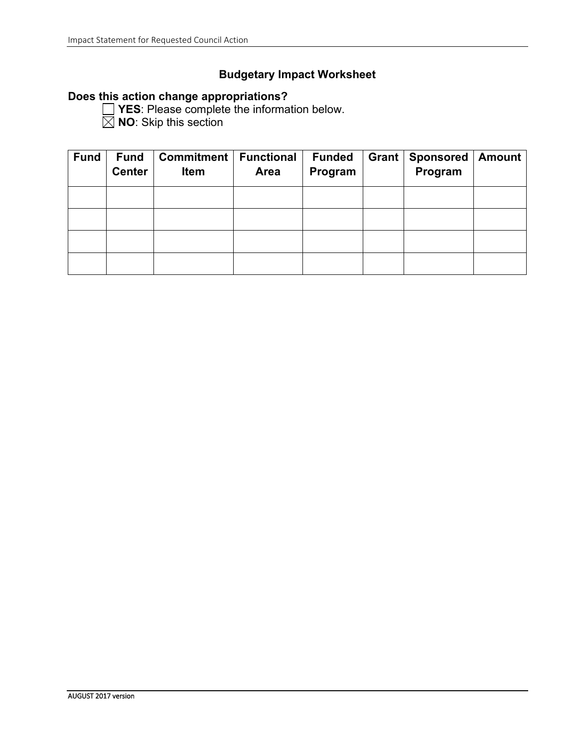## Budgetary Impact Worksheet

**Does this action change appropriations?**

☐ **YES**: Please complete the information below.

☒ **NO**: Skip this section

| Fund | Fund Center | Commitment Item | Functional Area | Funded Program | Grant | Sponsored Program | Amount |
|---|---|---|---|---|---|---|---|
| | | | | | | | |
| | | | | | | | |
| | | | | | | | |
| | | | | | | | |